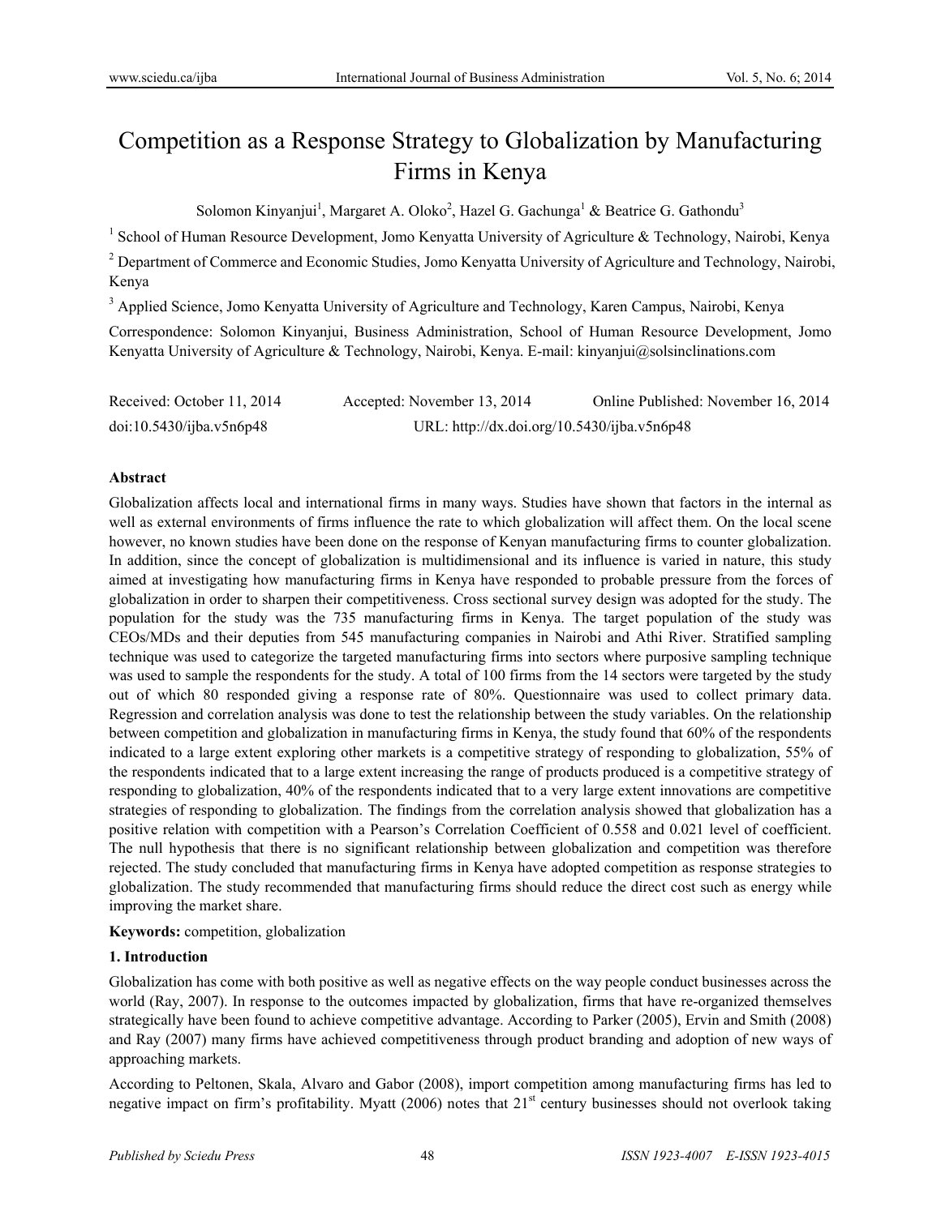# Competition as a Response Strategy to Globalization by Manufacturing Firms in Kenya

Solomon Kinyanjui[1], Margaret A. Oloko[2], Hazel G. Gachunga[1] & Beatrice G. Gathondu[3]

[1] School of Human Resource Development, Jomo Kenyatta University of Agriculture & Technology, Nairobi, Kenya

[2] Department of Commerce and Economic Studies, Jomo Kenyatta University of Agriculture and Technology, Nairobi, Kenya

[3] Applied Science, Jomo Kenyatta University of Agriculture and Technology, Karen Campus, Nairobi, Kenya

Correspondence: Solomon Kinyanjui, Business Administration, School of Human Resource Development, Jomo Kenyatta University of Agriculture & Technology, Nairobi, Kenya. E-mail: kinyanjui@solsinclinations.com

Received: October 11, 2014 Accepted: November 13, 2014 Online Published: November 16, 2014

doi:10.5430/ijba.v5n6p48 URL: http://dx.doi.org/10.5430/ijba.v5n6p48

**Abstract**

Globalization affects local and international firms in many ways. Studies have shown that factors in the internal as well as external environments of firms influence the rate to which globalization will affect them. On the local scene however, no known studies have been done on the response of Kenyan manufacturing firms to counter globalization. In addition, since the concept of globalization is multidimensional and its influence is varied in nature, this study aimed at investigating how manufacturing firms in Kenya have responded to probable pressure from the forces of globalization in order to sharpen their competitiveness. Cross sectional survey design was adopted for the study. The population for the study was the 735 manufacturing firms in Kenya. The target population of the study was CEOs/MDs and their deputies from 545 manufacturing companies in Nairobi and Athi River. Stratified sampling technique was used to categorize the targeted manufacturing firms into sectors where purposive sampling technique was used to sample the respondents for the study. A total of 100 firms from the 14 sectors were targeted by the study out of which 80 responded giving a response rate of 80%. Questionnaire was used to collect primary data. Regression and correlation analysis was done to test the relationship between the study variables. On the relationship between competition and globalization in manufacturing firms in Kenya, the study found that 60% of the respondents indicated to a large extent exploring other markets is a competitive strategy of responding to globalization, 55% of the respondents indicated that to a large extent increasing the range of products produced is a competitive strategy of responding to globalization, 40% of the respondents indicated that to a very large extent innovations are competitive strategies of responding to globalization. The findings from the correlation analysis showed that globalization has a positive relation with competition with a Pearson's Correlation Coefficient of 0.558 and 0.021 level of coefficient. The null hypothesis that there is no significant relationship between globalization and competition was therefore rejected. The study concluded that manufacturing firms in Kenya have adopted competition as response strategies to globalization. The study recommended that manufacturing firms should reduce the direct cost such as energy while improving the market share.

**Keywords:** competition, globalization

## 1. Introduction

Globalization has come with both positive as well as negative effects on the way people conduct businesses across the world (Ray, 2007). In response to the outcomes impacted by globalization, firms that have re-organized themselves strategically have been found to achieve competitive advantage. According to Parker (2005), Ervin and Smith (2008) and Ray (2007) many firms have achieved competitiveness through product branding and adoption of new ways of approaching markets.

According to Peltonen, Skala, Alvaro and Gabor (2008), import competition among manufacturing firms has led to negative impact on firm's profitability. Myatt (2006) notes that 21st century businesses should not overlook taking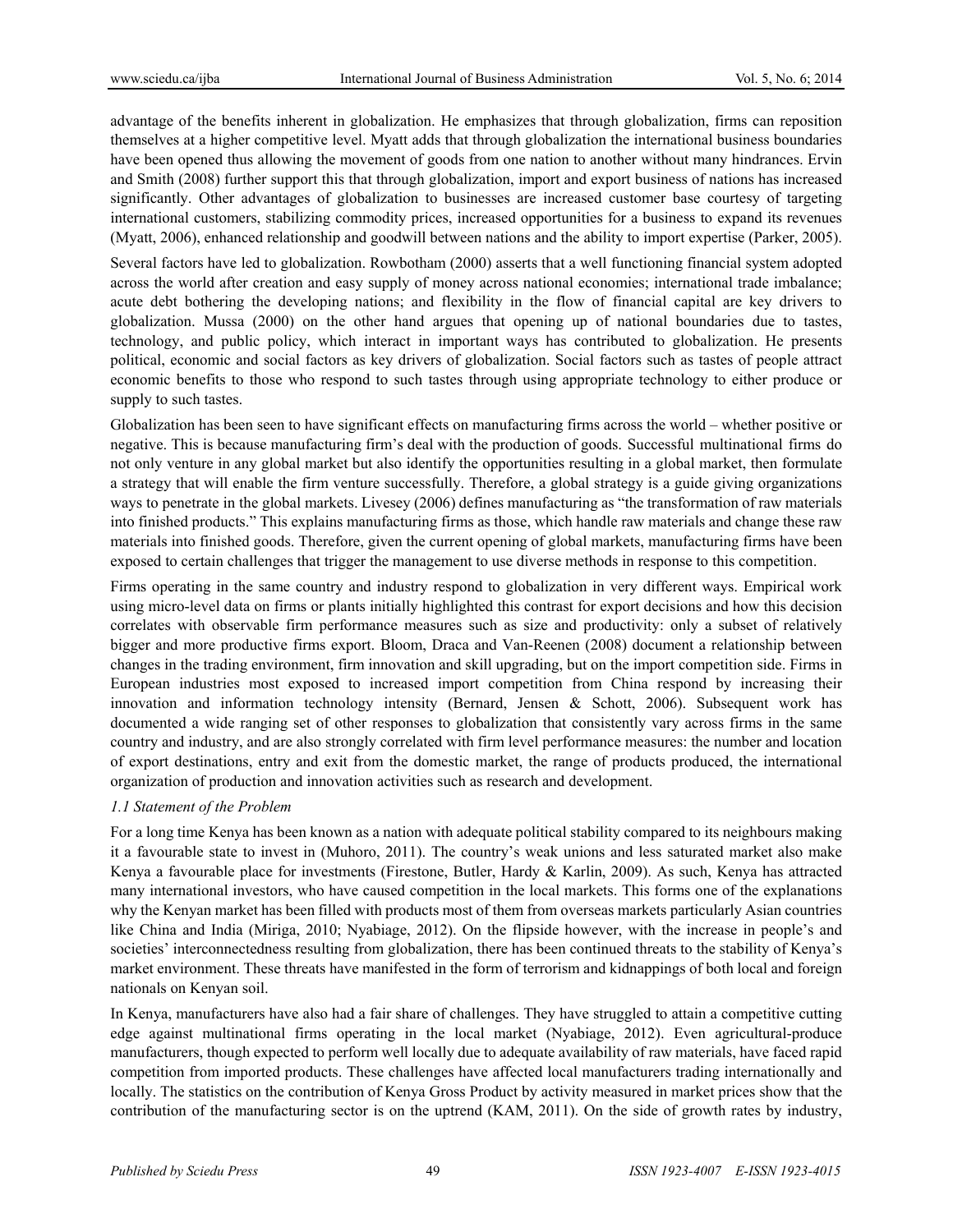advantage of the benefits inherent in globalization. He emphasizes that through globalization, firms can reposition themselves at a higher competitive level. Myatt adds that through globalization the international business boundaries have been opened thus allowing the movement of goods from one nation to another without many hindrances. Ervin and Smith (2008) further support this that through globalization, import and export business of nations has increased significantly. Other advantages of globalization to businesses are increased customer base courtesy of targeting international customers, stabilizing commodity prices, increased opportunities for a business to expand its revenues (Myatt, 2006), enhanced relationship and goodwill between nations and the ability to import expertise (Parker, 2005).

Several factors have led to globalization. Rowbotham (2000) asserts that a well functioning financial system adopted across the world after creation and easy supply of money across national economies; international trade imbalance; acute debt bothering the developing nations; and flexibility in the flow of financial capital are key drivers to globalization. Mussa (2000) on the other hand argues that opening up of national boundaries due to tastes, technology, and public policy, which interact in important ways has contributed to globalization. He presents political, economic and social factors as key drivers of globalization. Social factors such as tastes of people attract economic benefits to those who respond to such tastes through using appropriate technology to either produce or supply to such tastes.

Globalization has been seen to have significant effects on manufacturing firms across the world – whether positive or negative. This is because manufacturing firm's deal with the production of goods. Successful multinational firms do not only venture in any global market but also identify the opportunities resulting in a global market, then formulate a strategy that will enable the firm venture successfully. Therefore, a global strategy is a guide giving organizations ways to penetrate in the global markets. Livesey (2006) defines manufacturing as "the transformation of raw materials into finished products." This explains manufacturing firms as those, which handle raw materials and change these raw materials into finished goods. Therefore, given the current opening of global markets, manufacturing firms have been exposed to certain challenges that trigger the management to use diverse methods in response to this competition.

Firms operating in the same country and industry respond to globalization in very different ways. Empirical work using micro-level data on firms or plants initially highlighted this contrast for export decisions and how this decision correlates with observable firm performance measures such as size and productivity: only a subset of relatively bigger and more productive firms export. Bloom, Draca and Van-Reenen (2008) document a relationship between changes in the trading environment, firm innovation and skill upgrading, but on the import competition side. Firms in European industries most exposed to increased import competition from China respond by increasing their innovation and information technology intensity (Bernard, Jensen & Schott, 2006). Subsequent work has documented a wide ranging set of other responses to globalization that consistently vary across firms in the same country and industry, and are also strongly correlated with firm level performance measures: the number and location of export destinations, entry and exit from the domestic market, the range of products produced, the international organization of production and innovation activities such as research and development.

### *1.1 Statement of the Problem*

For a long time Kenya has been known as a nation with adequate political stability compared to its neighbours making it a favourable state to invest in (Muhoro, 2011). The country's weak unions and less saturated market also make Kenya a favourable place for investments (Firestone, Butler, Hardy & Karlin, 2009). As such, Kenya has attracted many international investors, who have caused competition in the local markets. This forms one of the explanations why the Kenyan market has been filled with products most of them from overseas markets particularly Asian countries like China and India (Miriga, 2010; Nyabiage, 2012). On the flipside however, with the increase in people's and societies' interconnectedness resulting from globalization, there has been continued threats to the stability of Kenya's market environment. These threats have manifested in the form of terrorism and kidnappings of both local and foreign nationals on Kenyan soil.

In Kenya, manufacturers have also had a fair share of challenges. They have struggled to attain a competitive cutting edge against multinational firms operating in the local market (Nyabiage, 2012). Even agricultural-produce manufacturers, though expected to perform well locally due to adequate availability of raw materials, have faced rapid competition from imported products. These challenges have affected local manufacturers trading internationally and locally. The statistics on the contribution of Kenya Gross Product by activity measured in market prices show that the contribution of the manufacturing sector is on the uptrend (KAM, 2011). On the side of growth rates by industry,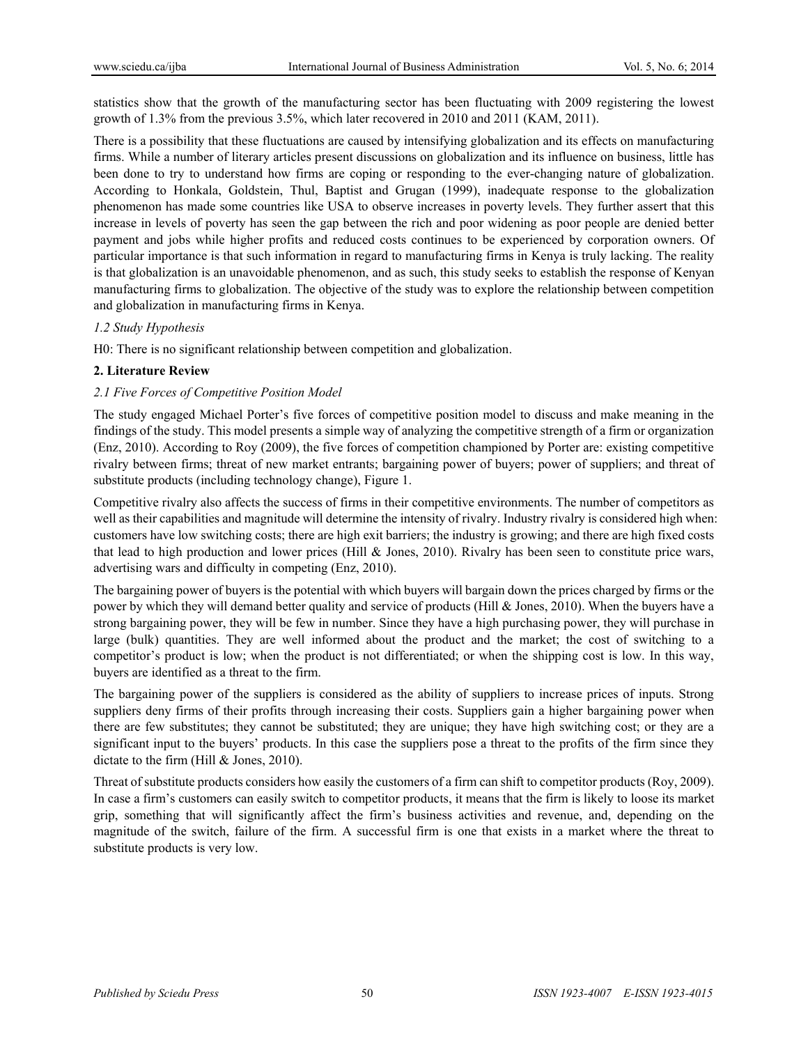statistics show that the growth of the manufacturing sector has been fluctuating with 2009 registering the lowest growth of 1.3% from the previous 3.5%, which later recovered in 2010 and 2011 (KAM, 2011).

There is a possibility that these fluctuations are caused by intensifying globalization and its effects on manufacturing firms. While a number of literary articles present discussions on globalization and its influence on business, little has been done to try to understand how firms are coping or responding to the ever-changing nature of globalization. According to Honkala, Goldstein, Thul, Baptist and Grugan (1999), inadequate response to the globalization phenomenon has made some countries like USA to observe increases in poverty levels. They further assert that this increase in levels of poverty has seen the gap between the rich and poor widening as poor people are denied better payment and jobs while higher profits and reduced costs continues to be experienced by corporation owners. Of particular importance is that such information in regard to manufacturing firms in Kenya is truly lacking. The reality is that globalization is an unavoidable phenomenon, and as such, this study seeks to establish the response of Kenyan manufacturing firms to globalization. The objective of the study was to explore the relationship between competition and globalization in manufacturing firms in Kenya.

### *1.2 Study Hypothesis*

H0: There is no significant relationship between competition and globalization.

## 2. Literature Review

### *2.1 Five Forces of Competitive Position Model*

The study engaged Michael Porter's five forces of competitive position model to discuss and make meaning in the findings of the study. This model presents a simple way of analyzing the competitive strength of a firm or organization (Enz, 2010). According to Roy (2009), the five forces of competition championed by Porter are: existing competitive rivalry between firms; threat of new market entrants; bargaining power of buyers; power of suppliers; and threat of substitute products (including technology change), Figure 1.

Competitive rivalry also affects the success of firms in their competitive environments. The number of competitors as well as their capabilities and magnitude will determine the intensity of rivalry. Industry rivalry is considered high when: customers have low switching costs; there are high exit barriers; the industry is growing; and there are high fixed costs that lead to high production and lower prices (Hill & Jones, 2010). Rivalry has been seen to constitute price wars, advertising wars and difficulty in competing (Enz, 2010).

The bargaining power of buyers is the potential with which buyers will bargain down the prices charged by firms or the power by which they will demand better quality and service of products (Hill & Jones, 2010). When the buyers have a strong bargaining power, they will be few in number. Since they have a high purchasing power, they will purchase in large (bulk) quantities. They are well informed about the product and the market; the cost of switching to a competitor's product is low; when the product is not differentiated; or when the shipping cost is low. In this way, buyers are identified as a threat to the firm.

The bargaining power of the suppliers is considered as the ability of suppliers to increase prices of inputs. Strong suppliers deny firms of their profits through increasing their costs. Suppliers gain a higher bargaining power when there are few substitutes; they cannot be substituted; they are unique; they have high switching cost; or they are a significant input to the buyers' products. In this case the suppliers pose a threat to the profits of the firm since they dictate to the firm (Hill & Jones, 2010).

Threat of substitute products considers how easily the customers of a firm can shift to competitor products (Roy, 2009). In case a firm's customers can easily switch to competitor products, it means that the firm is likely to loose its market grip, something that will significantly affect the firm's business activities and revenue, and, depending on the magnitude of the switch, failure of the firm. A successful firm is one that exists in a market where the threat to substitute products is very low.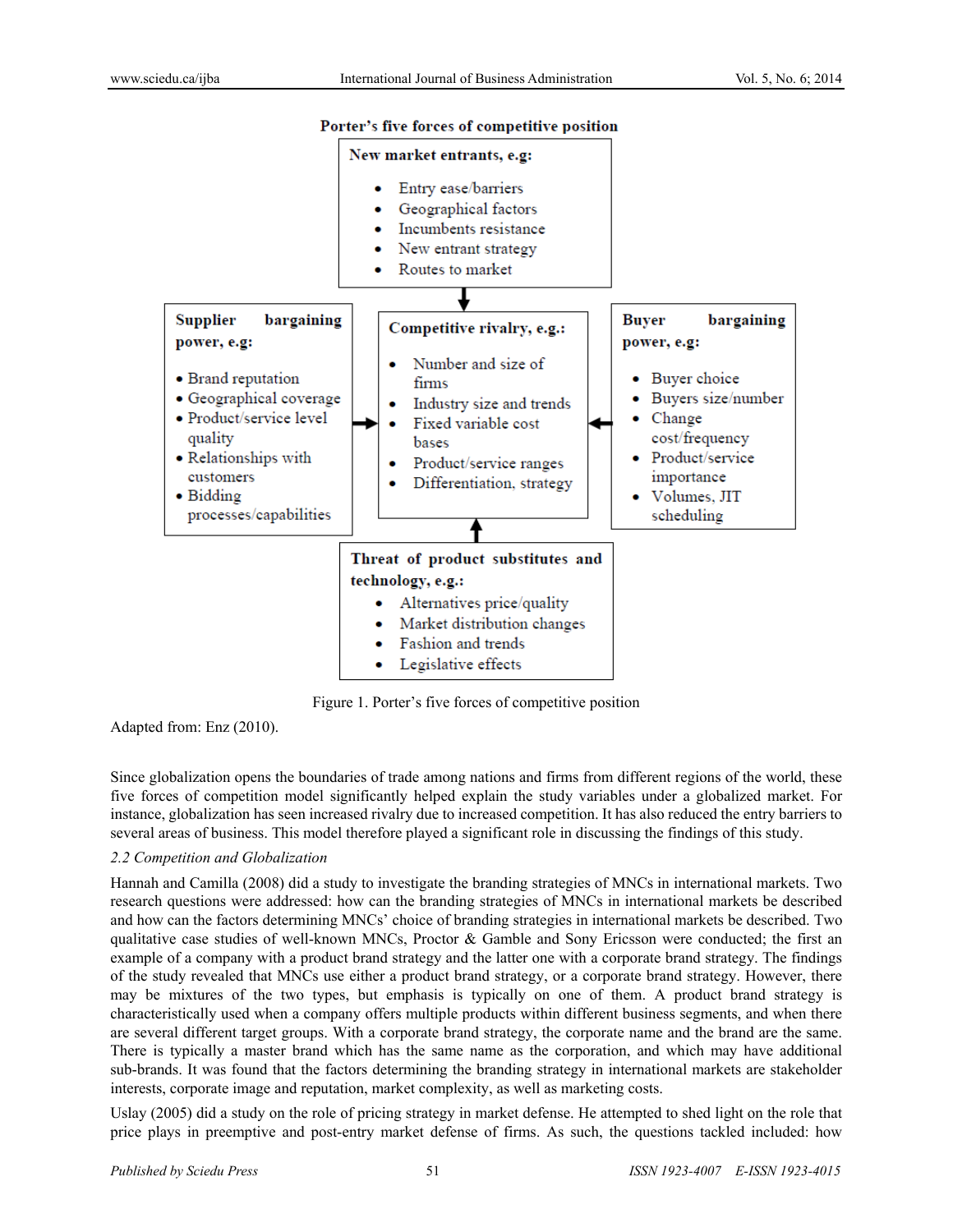**Porter's five forces of competitive position**

**New market entrants, e.g:**

- Entry ease/barriers
- Geographical factors
- Incumbents resistance
- New entrant strategy
- Routes to market

**Supplier bargaining power, e.g:**

- Brand reputation
- Geographical coverage
- Product/service level quality
- Relationships with customers
- Bidding processes/capabilities

**Competitive rivalry, e.g.:**

- Number and size of firms
- Industry size and trends
- Fixed variable cost bases
- Product/service ranges
- Differentiation, strategy

**Buyer bargaining power, e.g:**

- Buyer choice
- Buyers size/number
- Change cost/frequency
- Product/service importance
- Volumes, JIT scheduling

**Threat of product substitutes and technology, e.g.:**

- Alternatives price/quality
- Market distribution changes
- Fashion and trends
- Legislative effects

Figure 1. Porter's five forces of competitive position

Adapted from: Enz (2010).

Since globalization opens the boundaries of trade among nations and firms from different regions of the world, these five forces of competition model significantly helped explain the study variables under a globalized market. For instance, globalization has seen increased rivalry due to increased competition. It has also reduced the entry barriers to several areas of business. This model therefore played a significant role in discussing the findings of this study.

### *2.2 Competition and Globalization*

Hannah and Camilla (2008) did a study to investigate the branding strategies of MNCs in international markets. Two research questions were addressed: how can the branding strategies of MNCs in international markets be described and how can the factors determining MNCs' choice of branding strategies in international markets be described. Two qualitative case studies of well-known MNCs, Proctor & Gamble and Sony Ericsson were conducted; the first an example of a company with a product brand strategy and the latter one with a corporate brand strategy. The findings of the study revealed that MNCs use either a product brand strategy, or a corporate brand strategy. However, there may be mixtures of the two types, but emphasis is typically on one of them. A product brand strategy is characteristically used when a company offers multiple products within different business segments, and when there are several different target groups. With a corporate brand strategy, the corporate name and the brand are the same. There is typically a master brand which has the same name as the corporation, and which may have additional sub-brands. It was found that the factors determining the branding strategy in international markets are stakeholder interests, corporate image and reputation, market complexity, as well as marketing costs.

Uslay (2005) did a study on the role of pricing strategy in market defense. He attempted to shed light on the role that price plays in preemptive and post-entry market defense of firms. As such, the questions tackled included: how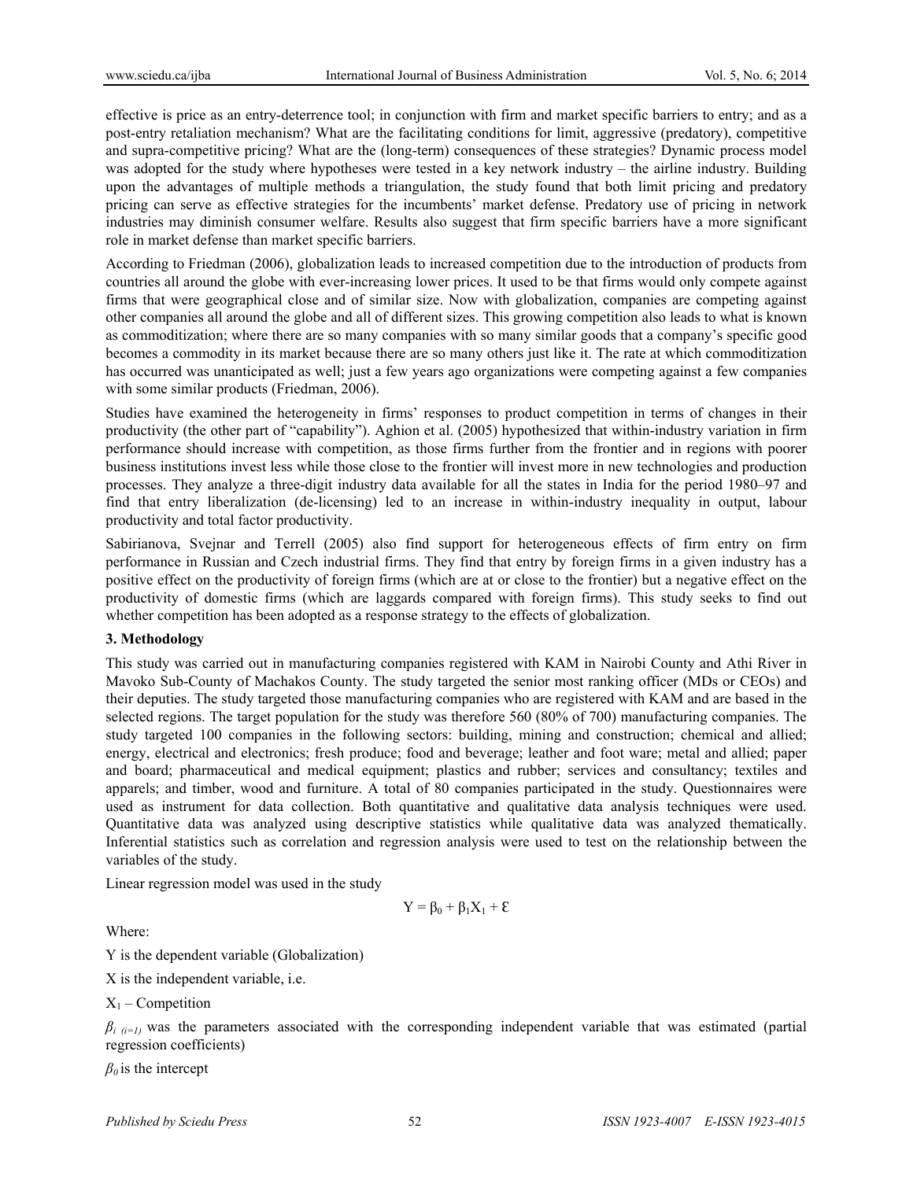effective is price as an entry-deterrence tool; in conjunction with firm and market specific barriers to entry; and as a post-entry retaliation mechanism? What are the facilitating conditions for limit, aggressive (predatory), competitive and supra-competitive pricing? What are the (long-term) consequences of these strategies? Dynamic process model was adopted for the study where hypotheses were tested in a key network industry – the airline industry. Building upon the advantages of multiple methods a triangulation, the study found that both limit pricing and predatory pricing can serve as effective strategies for the incumbents' market defense. Predatory use of pricing in network industries may diminish consumer welfare. Results also suggest that firm specific barriers have a more significant role in market defense than market specific barriers.

According to Friedman (2006), globalization leads to increased competition due to the introduction of products from countries all around the globe with ever-increasing lower prices. It used to be that firms would only compete against firms that were geographical close and of similar size. Now with globalization, companies are competing against other companies all around the globe and all of different sizes. This growing competition also leads to what is known as commoditization; where there are so many companies with so many similar goods that a company's specific good becomes a commodity in its market because there are so many others just like it. The rate at which commoditization has occurred was unanticipated as well; just a few years ago organizations were competing against a few companies with some similar products (Friedman, 2006).

Studies have examined the heterogeneity in firms' responses to product competition in terms of changes in their productivity (the other part of "capability"). Aghion et al. (2005) hypothesized that within-industry variation in firm performance should increase with competition, as those firms further from the frontier and in regions with poorer business institutions invest less while those close to the frontier will invest more in new technologies and production processes. They analyze a three-digit industry data available for all the states in India for the period 1980–97 and find that entry liberalization (de-licensing) led to an increase in within-industry inequality in output, labour productivity and total factor productivity.

Sabirianova, Svejnar and Terrell (2005) also find support for heterogeneous effects of firm entry on firm performance in Russian and Czech industrial firms. They find that entry by foreign firms in a given industry has a positive effect on the productivity of foreign firms (which are at or close to the frontier) but a negative effect on the productivity of domestic firms (which are laggards compared with foreign firms). This study seeks to find out whether competition has been adopted as a response strategy to the effects of globalization.

## 3. Methodology

This study was carried out in manufacturing companies registered with KAM in Nairobi County and Athi River in Mavoko Sub-County of Machakos County. The study targeted the senior most ranking officer (MDs or CEOs) and their deputies. The study targeted those manufacturing companies who are registered with KAM and are based in the selected regions. The target population for the study was therefore 560 (80% of 700) manufacturing companies. The study targeted 100 companies in the following sectors: building, mining and construction; chemical and allied; energy, electrical and electronics; fresh produce; food and beverage; leather and foot ware; metal and allied; paper and board; pharmaceutical and medical equipment; plastics and rubber; services and consultancy; textiles and apparels; and timber, wood and furniture. A total of 80 companies participated in the study. Questionnaires were used as instrument for data collection. Both quantitative and qualitative data analysis techniques were used. Quantitative data was analyzed using descriptive statistics while qualitative data was analyzed thematically. Inferential statistics such as correlation and regression analysis were used to test on the relationship between the variables of the study.

Linear regression model was used in the study

$$Y = \beta_0 + \beta_1 X_1 + \mathcal{E}$$

Where:

Y is the dependent variable (Globalization)

X is the independent variable, i.e.

$X_1$ – Competition

$\beta_{i\ (i=1)}$ was the parameters associated with the corresponding independent variable that was estimated (partial regression coefficients)

$\beta_0$ is the intercept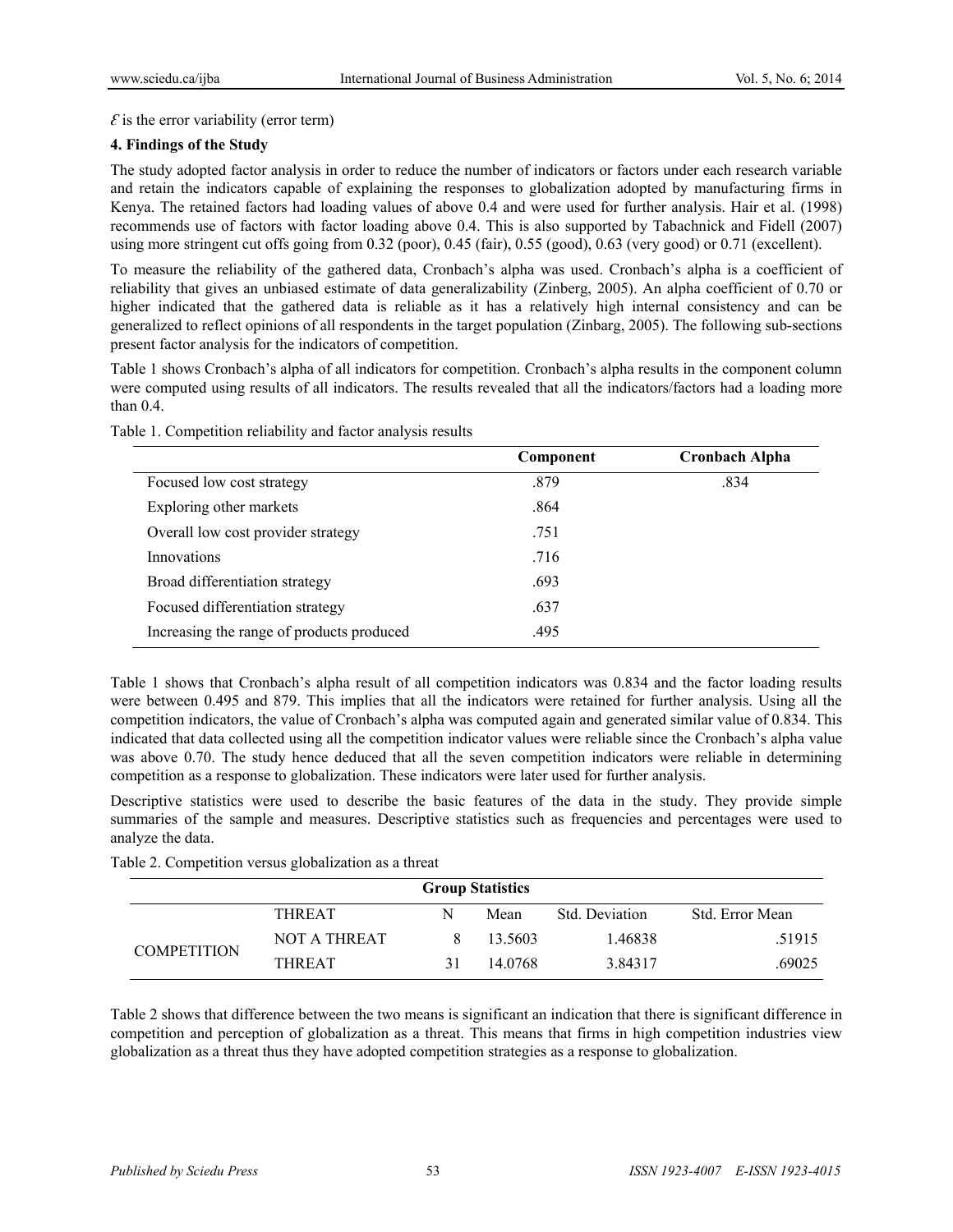$\mathcal{E}$ is the error variability (error term)

**4. Findings of the Study**

The study adopted factor analysis in order to reduce the number of indicators or factors under each research variable and retain the indicators capable of explaining the responses to globalization adopted by manufacturing firms in Kenya. The retained factors had loading values of above 0.4 and were used for further analysis. Hair et al. (1998) recommends use of factors with factor loading above 0.4. This is also supported by Tabachnick and Fidell (2007) using more stringent cut offs going from 0.32 (poor), 0.45 (fair), 0.55 (good), 0.63 (very good) or 0.71 (excellent).

To measure the reliability of the gathered data, Cronbach's alpha was used. Cronbach's alpha is a coefficient of reliability that gives an unbiased estimate of data generalizability (Zinberg, 2005). An alpha coefficient of 0.70 or higher indicated that the gathered data is reliable as it has a relatively high internal consistency and can be generalized to reflect opinions of all respondents in the target population (Zinbarg, 2005). The following sub-sections present factor analysis for the indicators of competition.

Table 1 shows Cronbach's alpha of all indicators for competition. Cronbach's alpha results in the component column were computed using results of all indicators. The results revealed that all the indicators/factors had a loading more than 0.4.

Table 1. Competition reliability and factor analysis results

| | Component | Cronbach Alpha |
|---|---|---|
| Focused low cost strategy | .879 | .834 |
| Exploring other markets | .864 | |
| Overall low cost provider strategy | .751 | |
| Innovations | .716 | |
| Broad differentiation strategy | .693 | |
| Focused differentiation strategy | .637 | |
| Increasing the range of products produced | .495 | |

Table 1 shows that Cronbach's alpha result of all competition indicators was 0.834 and the factor loading results were between 0.495 and 879. This implies that all the indicators were retained for further analysis. Using all the competition indicators, the value of Cronbach's alpha was computed again and generated similar value of 0.834. This indicated that data collected using all the competition indicator values were reliable since the Cronbach's alpha value was above 0.70. The study hence deduced that all the seven competition indicators were reliable in determining competition as a response to globalization. These indicators were later used for further analysis.

Descriptive statistics were used to describe the basic features of the data in the study. They provide simple summaries of the sample and measures. Descriptive statistics such as frequencies and percentages were used to analyze the data.

Table 2. Competition versus globalization as a threat

| Group Statistics | | | | | |
|---|---|---|---|---|---|
| | THREAT | N | Mean | Std. Deviation | Std. Error Mean |
| COMPETITION | NOT A THREAT | 8 | 13.5603 | 1.46838 | .51915 |
| | THREAT | 31 | 14.0768 | 3.84317 | .69025 |

Table 2 shows that difference between the two means is significant an indication that there is significant difference in competition and perception of globalization as a threat. This means that firms in high competition industries view globalization as a threat thus they have adopted competition strategies as a response to globalization.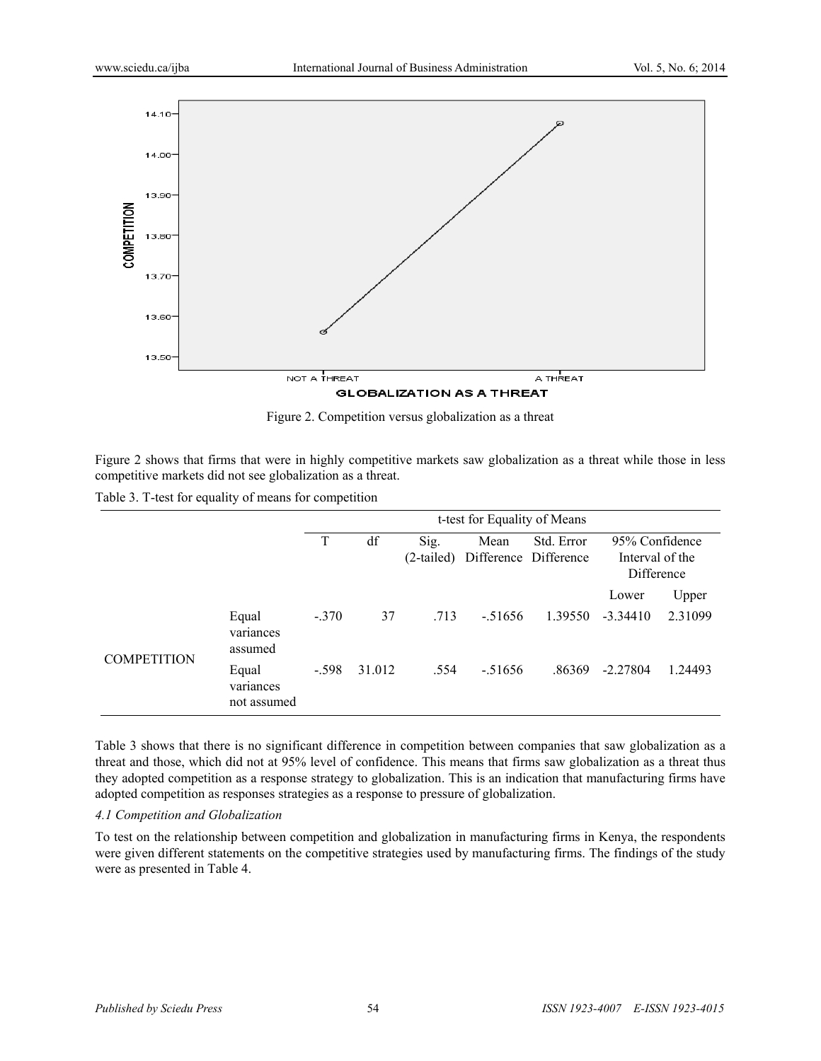Figure 2. Competition versus globalization as a threat

Figure 2 shows that firms that were in highly competitive markets saw globalization as a threat while those in less competitive markets did not see globalization as a threat.

Table 3. T-test for equality of means for competition

| | | t-test for Equality of Means | | | | | | |
|---|---|---|---|---|---|---|---|---|
| | | T | df | Sig. (2-tailed) | Mean Difference | Std. Error Difference | 95% Confidence Interval of the Difference | |
| | | | | | | | Lower | Upper |
| COMPETITION | Equal variances assumed | -.370 | 37 | .713 | -.51656 | 1.39550 | -3.34410 | 2.31099 |
| | Equal variances not assumed | -.598 | 31.012 | .554 | -.51656 | .86369 | -2.27804 | 1.24493 |

Table 3 shows that there is no significant difference in competition between companies that saw globalization as a threat and those, which did not at 95% level of confidence. This means that firms saw globalization as a threat thus they adopted competition as a response strategy to globalization. This is an indication that manufacturing firms have adopted competition as responses strategies as a response to pressure of globalization.

*4.1 Competition and Globalization*

To test on the relationship between competition and globalization in manufacturing firms in Kenya, the respondents were given different statements on the competitive strategies used by manufacturing firms. The findings of the study were as presented in Table 4.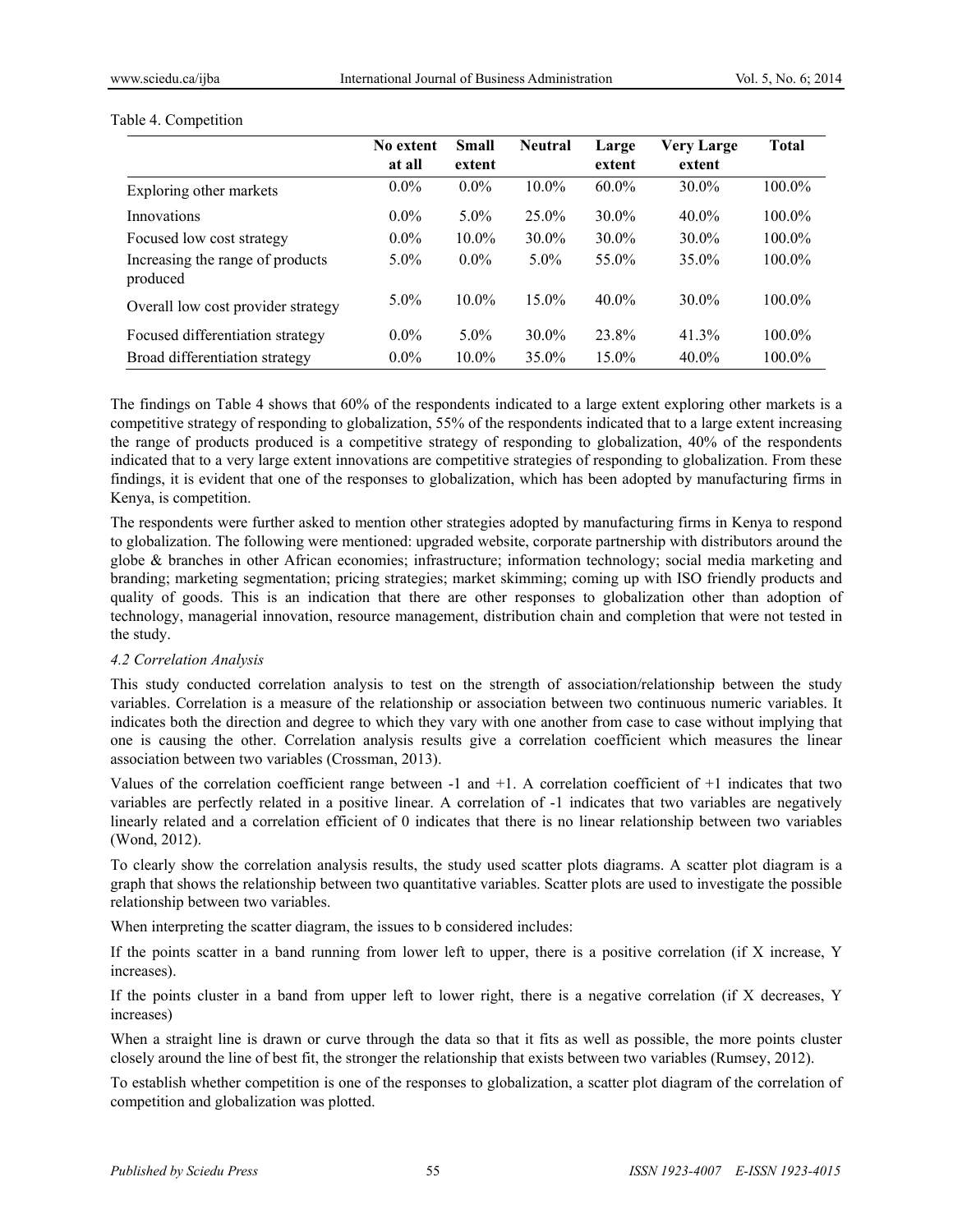Table 4. Competition

| | No extent at all | Small extent | Neutral | Large extent | Very Large extent | Total |
|---|---|---|---|---|---|---|
| Exploring other markets | 0.0% | 0.0% | 10.0% | 60.0% | 30.0% | 100.0% |
| Innovations | 0.0% | 5.0% | 25.0% | 30.0% | 40.0% | 100.0% |
| Focused low cost strategy | 0.0% | 10.0% | 30.0% | 30.0% | 30.0% | 100.0% |
| Increasing the range of products produced | 5.0% | 0.0% | 5.0% | 55.0% | 35.0% | 100.0% |
| Overall low cost provider strategy | 5.0% | 10.0% | 15.0% | 40.0% | 30.0% | 100.0% |
| Focused differentiation strategy | 0.0% | 5.0% | 30.0% | 23.8% | 41.3% | 100.0% |
| Broad differentiation strategy | 0.0% | 10.0% | 35.0% | 15.0% | 40.0% | 100.0% |

The findings on Table 4 shows that 60% of the respondents indicated to a large extent exploring other markets is a competitive strategy of responding to globalization, 55% of the respondents indicated that to a large extent increasing the range of products produced is a competitive strategy of responding to globalization, 40% of the respondents indicated that to a very large extent innovations are competitive strategies of responding to globalization. From these findings, it is evident that one of the responses to globalization, which has been adopted by manufacturing firms in Kenya, is competition.

The respondents were further asked to mention other strategies adopted by manufacturing firms in Kenya to respond to globalization. The following were mentioned: upgraded website, corporate partnership with distributors around the globe & branches in other African economies; infrastructure; information technology; social media marketing and branding; marketing segmentation; pricing strategies; market skimming; coming up with ISO friendly products and quality of goods. This is an indication that there are other responses to globalization other than adoption of technology, managerial innovation, resource management, distribution chain and completion that were not tested in the study.

### *4.2 Correlation Analysis*

This study conducted correlation analysis to test on the strength of association/relationship between the study variables. Correlation is a measure of the relationship or association between two continuous numeric variables. It indicates both the direction and degree to which they vary with one another from case to case without implying that one is causing the other. Correlation analysis results give a correlation coefficient which measures the linear association between two variables (Crossman, 2013).

Values of the correlation coefficient range between -1 and +1. A correlation coefficient of +1 indicates that two variables are perfectly related in a positive linear. A correlation of -1 indicates that two variables are negatively linearly related and a correlation efficient of 0 indicates that there is no linear relationship between two variables (Wond, 2012).

To clearly show the correlation analysis results, the study used scatter plots diagrams. A scatter plot diagram is a graph that shows the relationship between two quantitative variables. Scatter plots are used to investigate the possible relationship between two variables.

When interpreting the scatter diagram, the issues to b considered includes:

If the points scatter in a band running from lower left to upper, there is a positive correlation (if X increase, Y increases).

If the points cluster in a band from upper left to lower right, there is a negative correlation (if X decreases, Y increases)

When a straight line is drawn or curve through the data so that it fits as well as possible, the more points cluster closely around the line of best fit, the stronger the relationship that exists between two variables (Rumsey, 2012).

To establish whether competition is one of the responses to globalization, a scatter plot diagram of the correlation of competition and globalization was plotted.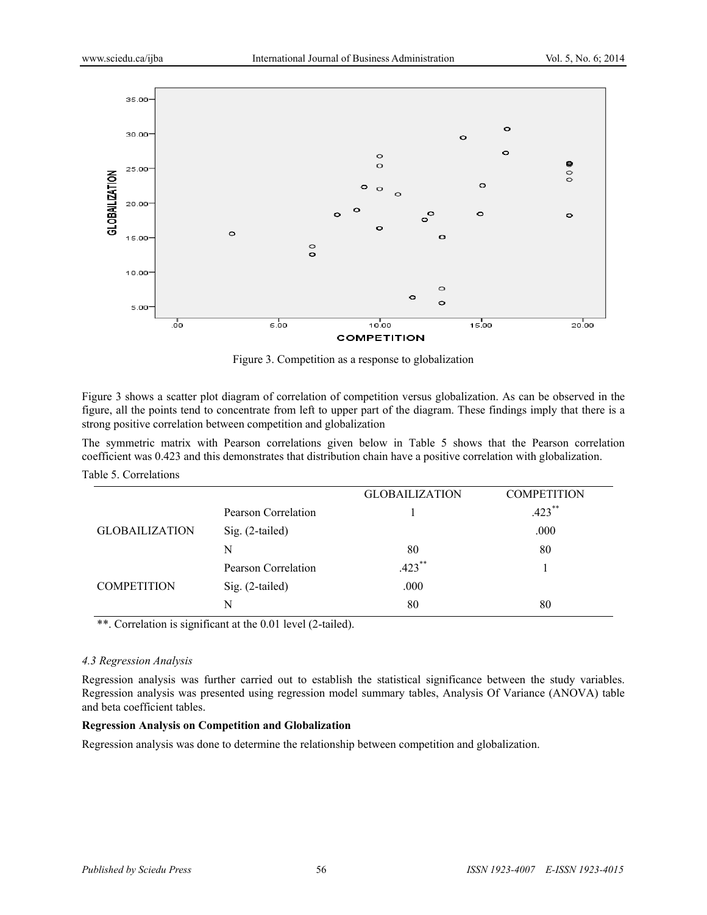Figure 3. Competition as a response to globalization

Figure 3 shows a scatter plot diagram of correlation of competition versus globalization. As can be observed in the figure, all the points tend to concentrate from left to upper part of the diagram. These findings imply that there is a strong positive correlation between competition and globalization

The symmetric matrix with Pearson correlations given below in Table 5 shows that the Pearson correlation coefficient was 0.423 and this demonstrates that distribution chain have a positive correlation with globalization.

Table 5. Correlations

| | | GLOBAILIZATION | COMPETITION |
|---|---|---|---|
| GLOBAILIZATION | Pearson Correlation | 1 | .423** |
| | Sig. (2-tailed) | | .000 |
| | N | 80 | 80 |
| COMPETITION | Pearson Correlation | .423** | 1 |
| | Sig. (2-tailed) | .000 | |
| | N | 80 | 80 |

**. Correlation is significant at the 0.01 level (2-tailed).

### *4.3 Regression Analysis*

Regression analysis was further carried out to establish the statistical significance between the study variables. Regression analysis was presented using regression model summary tables, Analysis Of Variance (ANOVA) table and beta coefficient tables.

**Regression Analysis on Competition and Globalization**

Regression analysis was done to determine the relationship between competition and globalization.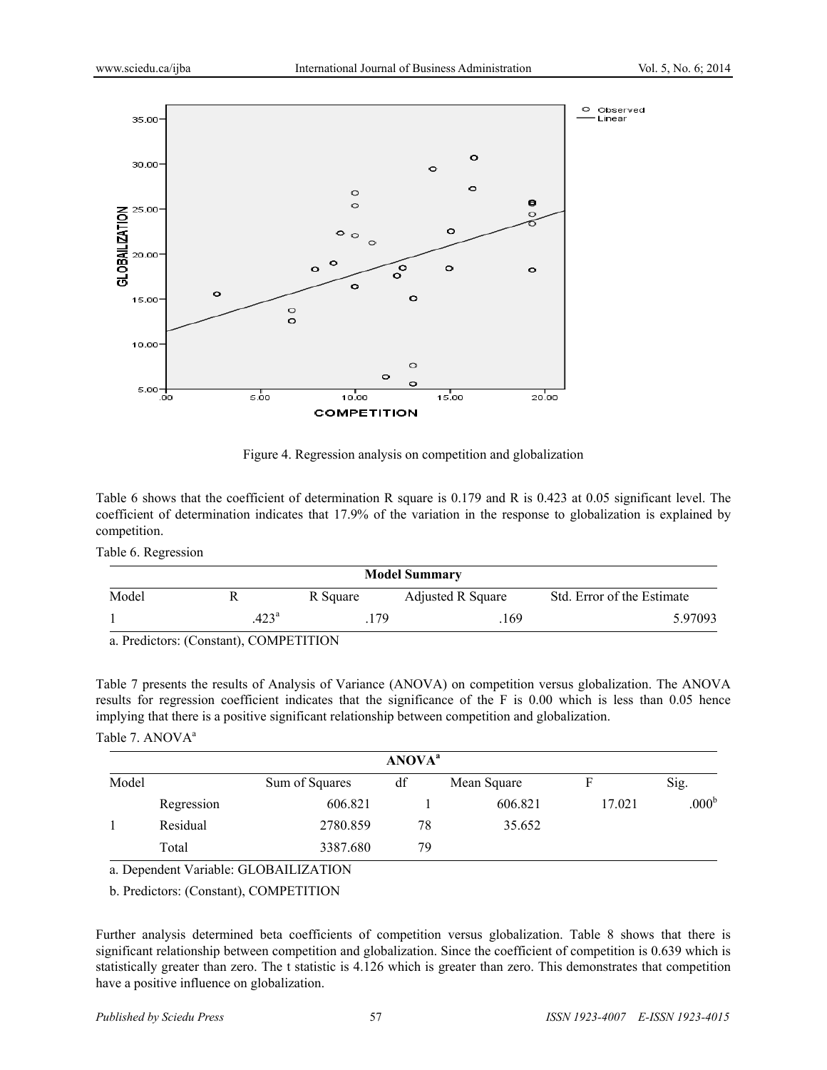Figure 4. Regression analysis on competition and globalization

Table 6 shows that the coefficient of determination R square is 0.179 and R is 0.423 at 0.05 significant level. The coefficient of determination indicates that 17.9% of the variation in the response to globalization is explained by competition.

Table 6. Regression

| Model Summary | | | | |
|---|---|---|---|---|
| Model | R | R Square | Adjusted R Square | Std. Error of the Estimate |
| 1 | .423[a] | .179 | .169 | 5.97093 |

a. Predictors: (Constant), COMPETITION

Table 7 presents the results of Analysis of Variance (ANOVA) on competition versus globalization. The ANOVA results for regression coefficient indicates that the significance of the F is 0.00 which is less than 0.05 hence implying that there is a positive significant relationship between competition and globalization.

Table 7. ANOVA[a]

| ANOVA[a] | | | | | | |
|---|---|---|---|---|---|---|
| Model | | Sum of Squares | df | Mean Square | F | Sig. |
| | Regression | 606.821 | 1 | 606.821 | 17.021 | .000[b] |
| 1 | Residual | 2780.859 | 78 | 35.652 | | |
| | Total | 3387.680 | 79 | | | |

a. Dependent Variable: GLOBAILIZATION

b. Predictors: (Constant), COMPETITION

Further analysis determined beta coefficients of competition versus globalization. Table 8 shows that there is significant relationship between competition and globalization. Since the coefficient of competition is 0.639 which is statistically greater than zero. The t statistic is 4.126 which is greater than zero. This demonstrates that competition have a positive influence on globalization.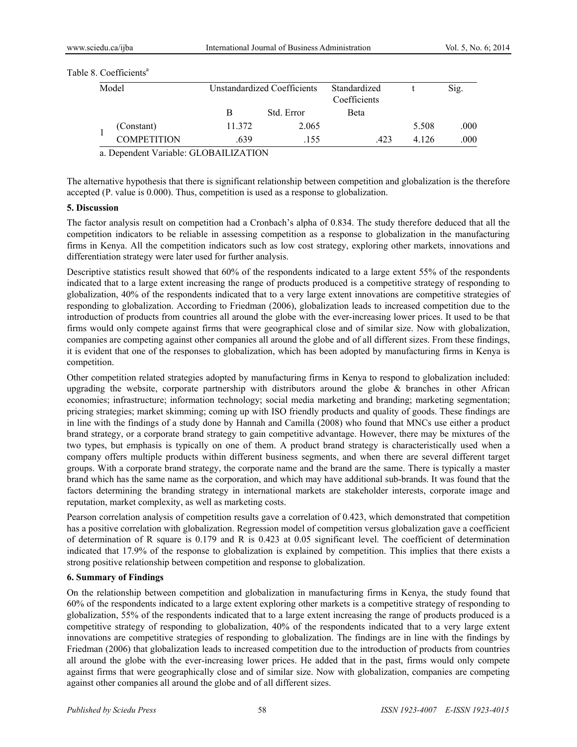Table 8. Coefficients[a]

| Model | | Unstandardized Coefficients | | Standardized Coefficients | t | Sig. |
|---|---|---|---|---|---|---|
| | | B | Std. Error | Beta | | |
| 1 | (Constant) | 11.372 | 2.065 | | 5.508 | .000 |
| | COMPETITION | .639 | .155 | .423 | 4.126 | .000 |

a. Dependent Variable: GLOBAILIZATION

The alternative hypothesis that there is significant relationship between competition and globalization is the therefore accepted (P. value is 0.000). Thus, competition is used as a response to globalization.

## 5. Discussion

The factor analysis result on competition had a Cronbach's alpha of 0.834. The study therefore deduced that all the competition indicators to be reliable in assessing competition as a response to globalization in the manufacturing firms in Kenya. All the competition indicators such as low cost strategy, exploring other markets, innovations and differentiation strategy were later used for further analysis.

Descriptive statistics result showed that 60% of the respondents indicated to a large extent 55% of the respondents indicated that to a large extent increasing the range of products produced is a competitive strategy of responding to globalization, 40% of the respondents indicated that to a very large extent innovations are competitive strategies of responding to globalization. According to Friedman (2006), globalization leads to increased competition due to the introduction of products from countries all around the globe with the ever-increasing lower prices. It used to be that firms would only compete against firms that were geographical close and of similar size. Now with globalization, companies are competing against other companies all around the globe and of all different sizes. From these findings, it is evident that one of the responses to globalization, which has been adopted by manufacturing firms in Kenya is competition.

Other competition related strategies adopted by manufacturing firms in Kenya to respond to globalization included: upgrading the website, corporate partnership with distributors around the globe & branches in other African economies; infrastructure; information technology; social media marketing and branding; marketing segmentation; pricing strategies; market skimming; coming up with ISO friendly products and quality of goods. These findings are in line with the findings of a study done by Hannah and Camilla (2008) who found that MNCs use either a product brand strategy, or a corporate brand strategy to gain competitive advantage. However, there may be mixtures of the two types, but emphasis is typically on one of them. A product brand strategy is characteristically used when a company offers multiple products within different business segments, and when there are several different target groups. With a corporate brand strategy, the corporate name and the brand are the same. There is typically a master brand which has the same name as the corporation, and which may have additional sub-brands. It was found that the factors determining the branding strategy in international markets are stakeholder interests, corporate image and reputation, market complexity, as well as marketing costs.

Pearson correlation analysis of competition results gave a correlation of 0.423, which demonstrated that competition has a positive correlation with globalization. Regression model of competition versus globalization gave a coefficient of determination of R square is 0.179 and R is 0.423 at 0.05 significant level. The coefficient of determination indicated that 17.9% of the response to globalization is explained by competition. This implies that there exists a strong positive relationship between competition and response to globalization.

## 6. Summary of Findings

On the relationship between competition and globalization in manufacturing firms in Kenya, the study found that 60% of the respondents indicated to a large extent exploring other markets is a competitive strategy of responding to globalization, 55% of the respondents indicated that to a large extent increasing the range of products produced is a competitive strategy of responding to globalization, 40% of the respondents indicated that to a very large extent innovations are competitive strategies of responding to globalization. The findings are in line with the findings by Friedman (2006) that globalization leads to increased competition due to the introduction of products from countries all around the globe with the ever-increasing lower prices. He added that in the past, firms would only compete against firms that were geographically close and of similar size. Now with globalization, companies are competing against other companies all around the globe and of all different sizes.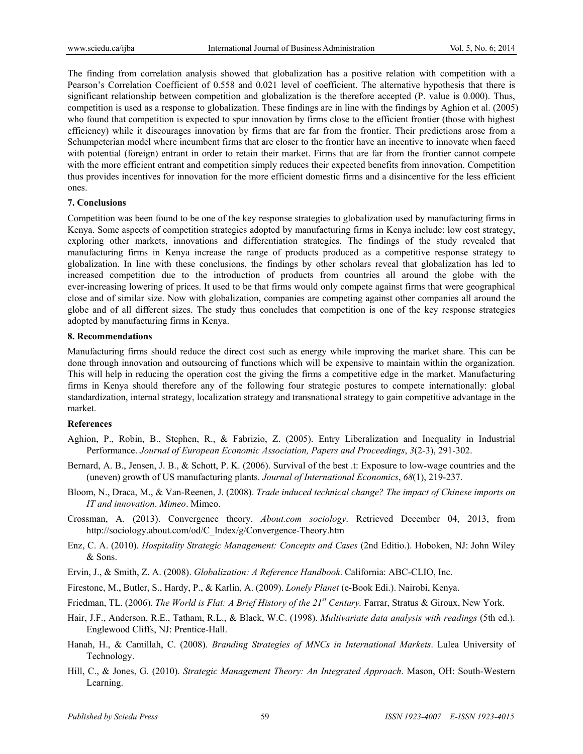The finding from correlation analysis showed that globalization has a positive relation with competition with a Pearson's Correlation Coefficient of 0.558 and 0.021 level of coefficient. The alternative hypothesis that there is significant relationship between competition and globalization is the therefore accepted (P. value is 0.000). Thus, competition is used as a response to globalization. These findings are in line with the findings by Aghion et al. (2005) who found that competition is expected to spur innovation by firms close to the efficient frontier (those with highest efficiency) while it discourages innovation by firms that are far from the frontier. Their predictions arose from a Schumpeterian model where incumbent firms that are closer to the frontier have an incentive to innovate when faced with potential (foreign) entrant in order to retain their market. Firms that are far from the frontier cannot compete with the more efficient entrant and competition simply reduces their expected benefits from innovation. Competition thus provides incentives for innovation for the more efficient domestic firms and a disincentive for the less efficient ones.

## 7. Conclusions

Competition was been found to be one of the key response strategies to globalization used by manufacturing firms in Kenya. Some aspects of competition strategies adopted by manufacturing firms in Kenya include: low cost strategy, exploring other markets, innovations and differentiation strategies. The findings of the study revealed that manufacturing firms in Kenya increase the range of products produced as a competitive response strategy to globalization. In line with these conclusions, the findings by other scholars reveal that globalization has led to increased competition due to the introduction of products from countries all around the globe with the ever-increasing lowering of prices. It used to be that firms would only compete against firms that were geographical close and of similar size. Now with globalization, companies are competing against other companies all around the globe and of all different sizes. The study thus concludes that competition is one of the key response strategies adopted by manufacturing firms in Kenya.

## 8. Recommendations

Manufacturing firms should reduce the direct cost such as energy while improving the market share. This can be done through innovation and outsourcing of functions which will be expensive to maintain within the organization. This will help in reducing the operation cost the giving the firms a competitive edge in the market. Manufacturing firms in Kenya should therefore any of the following four strategic postures to compete internationally: global standardization, internal strategy, localization strategy and transnational strategy to gain competitive advantage in the market.

## References

Aghion, P., Robin, B., Stephen, R., & Fabrizio, Z. (2005). Entry Liberalization and Inequality in Industrial Performance. *Journal of European Economic Association, Papers and Proceedings*, *3*(2-3), 291-302.

Bernard, A. B., Jensen, J. B., & Schott, P. K. (2006). Survival of the best .t: Exposure to low-wage countries and the (uneven) growth of US manufacturing plants. *Journal of International Economics*, *68*(1), 219-237.

Bloom, N., Draca, M., & Van-Reenen, J. (2008). *Trade induced technical change? The impact of Chinese imports on IT and innovation*. *Mimeo*. Mimeo.

Crossman, A. (2013). Convergence theory. *About.com sociology*. Retrieved December 04, 2013, from http://sociology.about.com/od/C_Index/g/Convergence-Theory.htm

Enz, C. A. (2010). *Hospitality Strategic Management: Concepts and Cases* (2nd Editio.). Hoboken, NJ: John Wiley & Sons.

Ervin, J., & Smith, Z. A. (2008). *Globalization: A Reference Handbook*. California: ABC-CLIO, Inc.

Firestone, M., Butler, S., Hardy, P., & Karlin, A. (2009). *Lonely Planet* (e-Book Edi.). Nairobi, Kenya.

Friedman, TL. (2006). *The World is Flat: A Brief History of the 21st Century.* Farrar, Stratus & Giroux, New York.

Hair, J.F., Anderson, R.E., Tatham, R.L., & Black, W.C. (1998). *Multivariate data analysis with readings* (5th ed.). Englewood Cliffs, NJ: Prentice-Hall.

Hanah, H., & Camillah, C. (2008). *Branding Strategies of MNCs in International Markets*. Lulea University of Technology.

Hill, C., & Jones, G. (2010). *Strategic Management Theory: An Integrated Approach*. Mason, OH: South-Western Learning.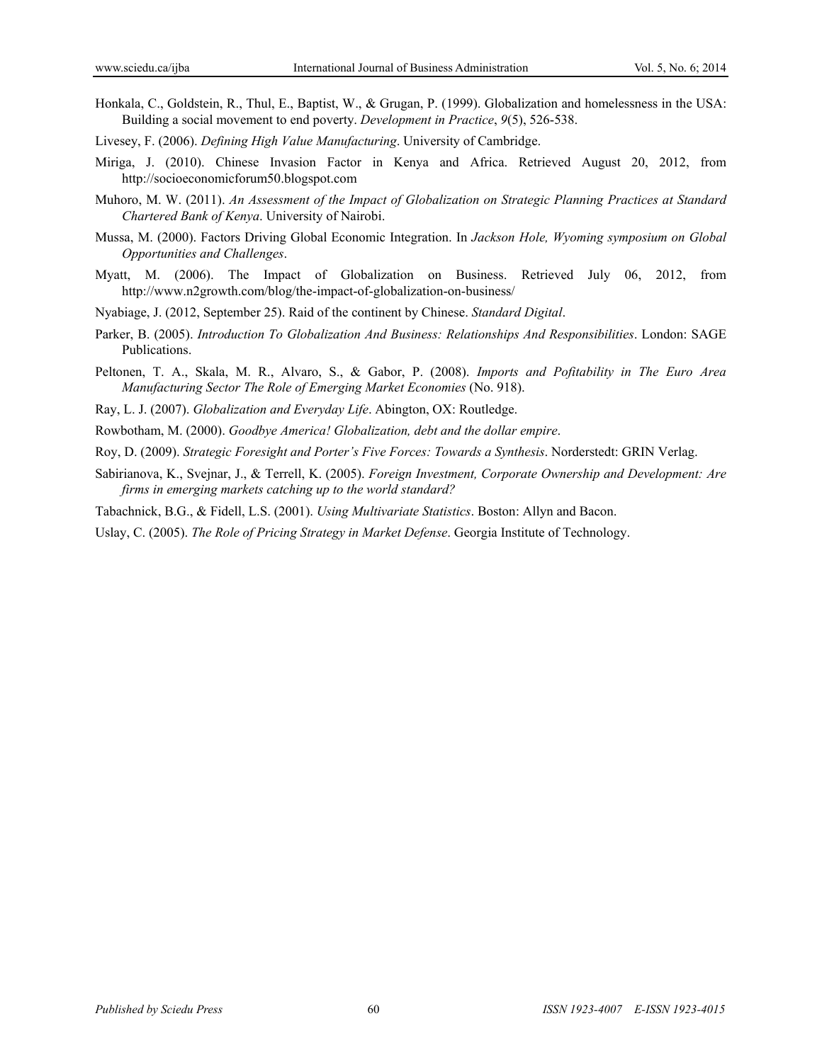Honkala, C., Goldstein, R., Thul, E., Baptist, W., & Grugan, P. (1999). Globalization and homelessness in the USA: Building a social movement to end poverty. *Development in Practice*, *9*(5), 526-538.

Livesey, F. (2006). *Defining High Value Manufacturing*. University of Cambridge.

Miriga, J. (2010). Chinese Invasion Factor in Kenya and Africa. Retrieved August 20, 2012, from http://socioeconomicforum50.blogspot.com

Muhoro, M. W. (2011). *An Assessment of the Impact of Globalization on Strategic Planning Practices at Standard Chartered Bank of Kenya*. University of Nairobi.

Mussa, M. (2000). Factors Driving Global Economic Integration. In *Jackson Hole, Wyoming symposium on Global Opportunities and Challenges*.

Myatt, M. (2006). The Impact of Globalization on Business. Retrieved July 06, 2012, from http://www.n2growth.com/blog/the-impact-of-globalization-on-business/

Nyabiage, J. (2012, September 25). Raid of the continent by Chinese. *Standard Digital*.

Parker, B. (2005). *Introduction To Globalization And Business: Relationships And Responsibilities*. London: SAGE Publications.

Peltonen, T. A., Skala, M. R., Alvaro, S., & Gabor, P. (2008). *Imports and Pofitability in The Euro Area Manufacturing Sector The Role of Emerging Market Economies* (No. 918).

Ray, L. J. (2007). *Globalization and Everyday Life*. Abington, OX: Routledge.

Rowbotham, M. (2000). *Goodbye America! Globalization, debt and the dollar empire*.

Roy, D. (2009). *Strategic Foresight and Porter's Five Forces: Towards a Synthesis*. Norderstedt: GRIN Verlag.

Sabirianova, K., Svejnar, J., & Terrell, K. (2005). *Foreign Investment, Corporate Ownership and Development: Are firms in emerging markets catching up to the world standard?*

Tabachnick, B.G., & Fidell, L.S. (2001). *Using Multivariate Statistics*. Boston: Allyn and Bacon.

Uslay, C. (2005). *The Role of Pricing Strategy in Market Defense*. Georgia Institute of Technology.